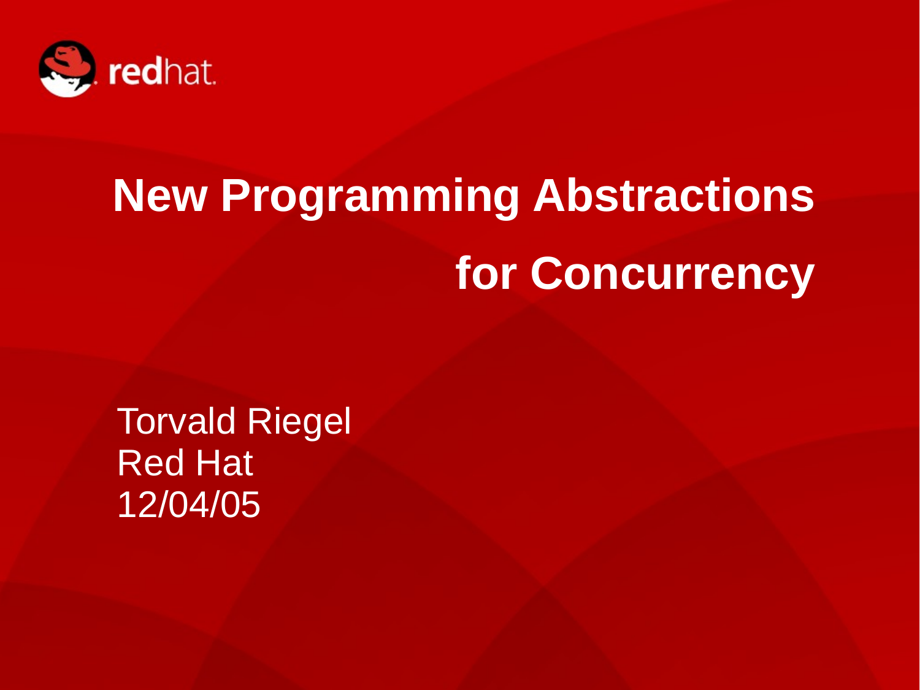# New Programming Abstractions for Concurrency

Torvald Riegel
Red Hat
12/04/05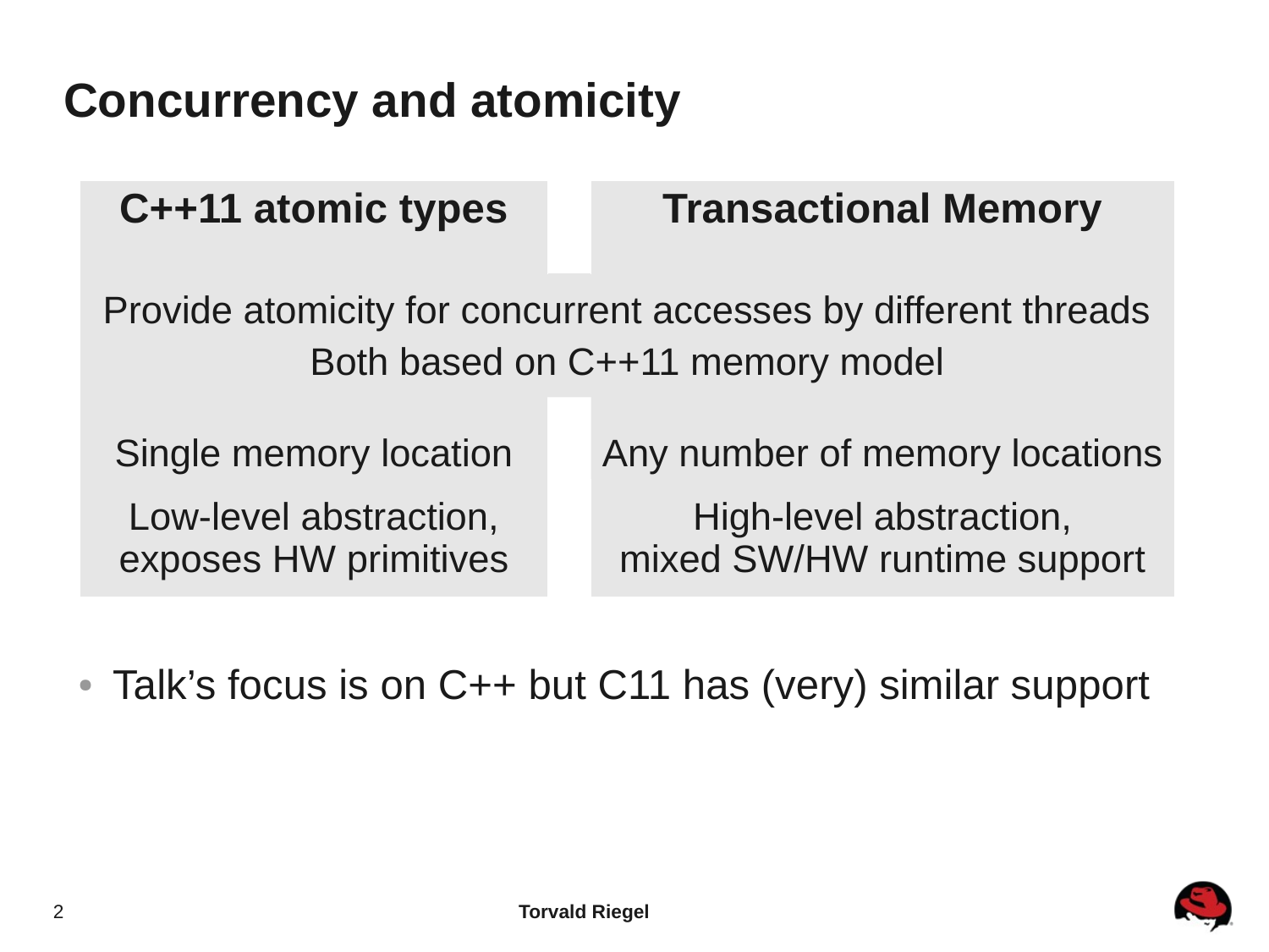# Concurrency and atomicity

| C++11 atomic types | Transactional Memory |
|---|---|
| Provide atomicity for concurrent accesses by different threads<br>Both based on C++11 memory model | |
| Single memory location | Any number of memory locations |
| Low-level abstraction, exposes HW primitives | High-level abstraction, mixed SW/HW runtime support |

- Talk's focus is on C++ but C11 has (very) similar support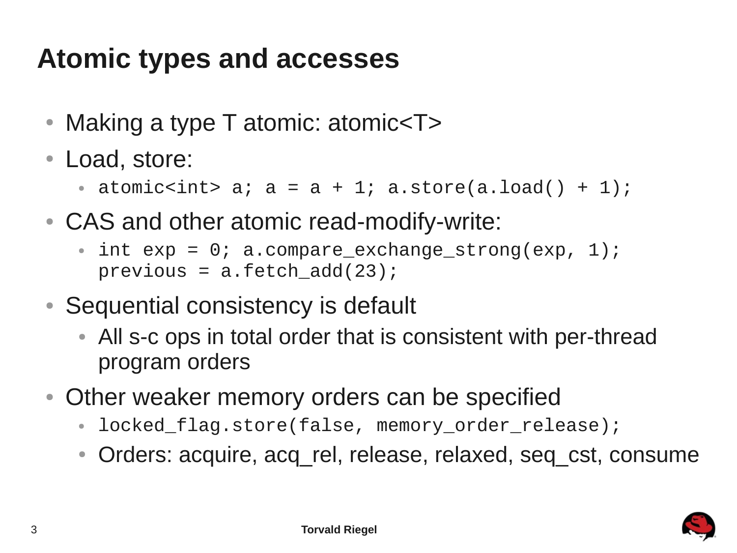# Atomic types and accesses

- Making a type T atomic: atomic<T>
- Load, store:
  - `atomic<int> a; a = a + 1; a.store(a.load() + 1);`
- CAS and other atomic read-modify-write:
  - `int exp = 0; a.compare_exchange_strong(exp, 1);`
    `previous = a.fetch_add(23);`
- Sequential consistency is default
  - All s-c ops in total order that is consistent with per-thread program orders
- Other weaker memory orders can be specified
  - `locked_flag.store(false, memory_order_release);`
  - Orders: acquire, acq_rel, release, relaxed, seq_cst, consume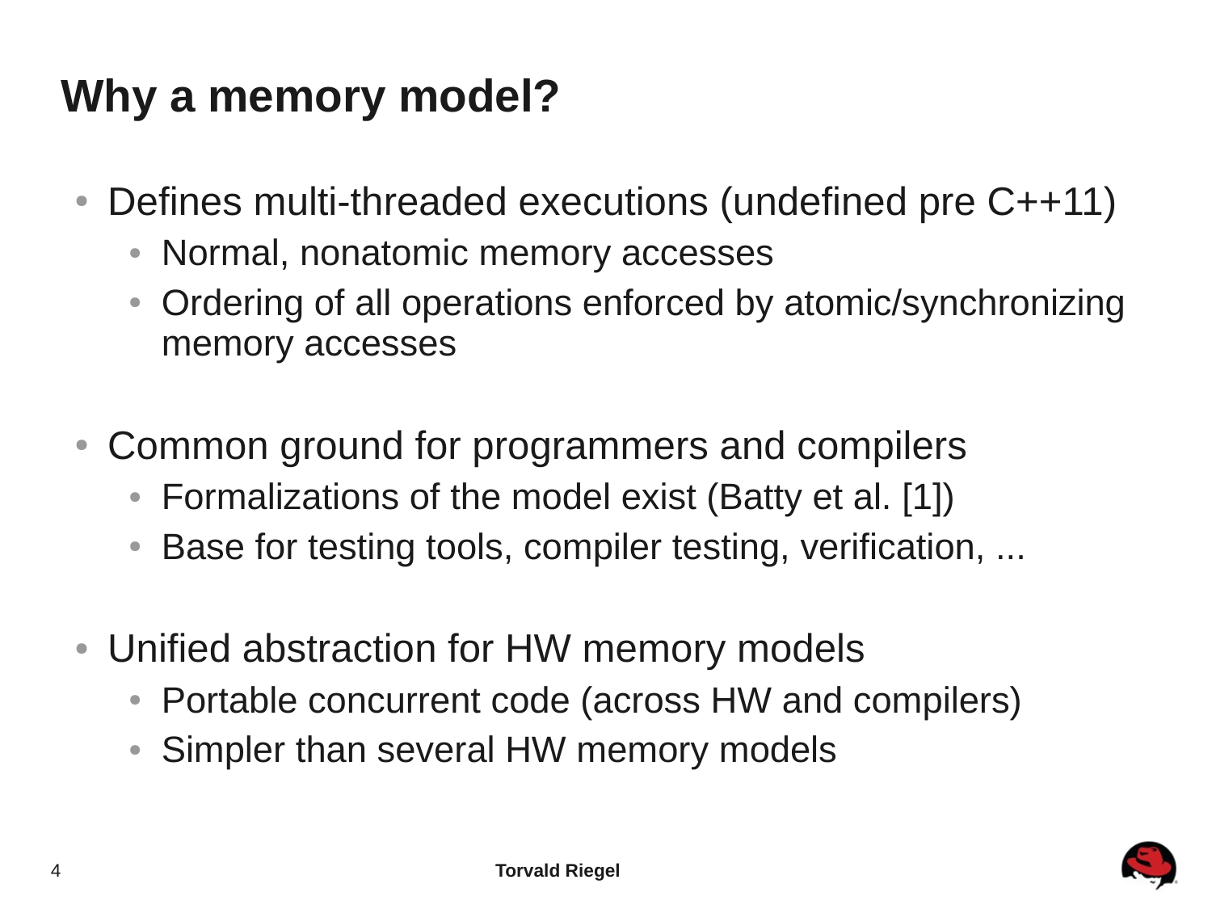# Why a memory model?

- Defines multi-threaded executions (undefined pre C++11)
  - Normal, nonatomic memory accesses
  - Ordering of all operations enforced by atomic/synchronizing memory accesses

- Common ground for programmers and compilers
  - Formalizations of the model exist (Batty et al. [1])
  - Base for testing tools, compiler testing, verification, ...

- Unified abstraction for HW memory models
  - Portable concurrent code (across HW and compilers)
  - Simpler than several HW memory models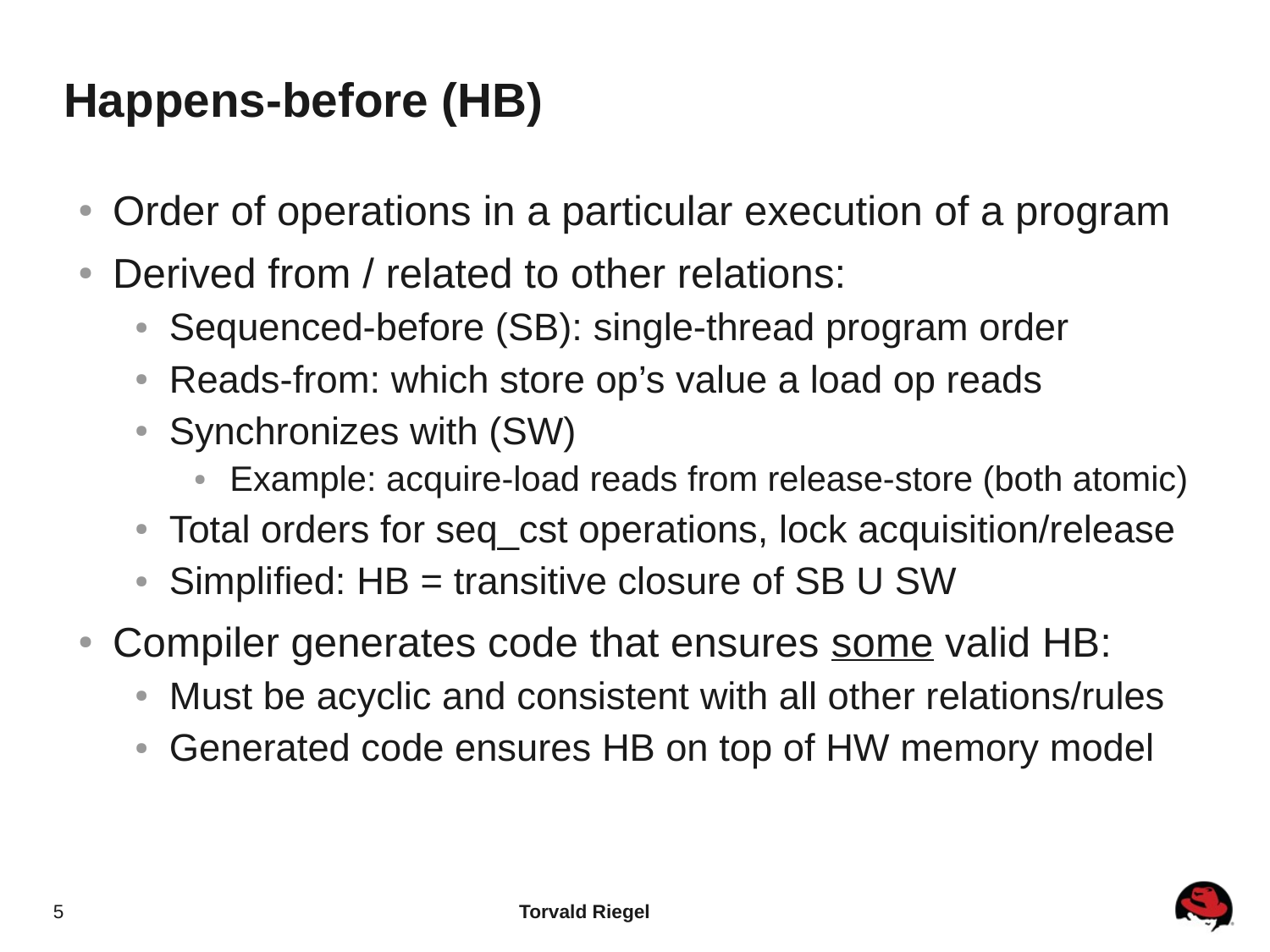# Happens-before (HB)

- Order of operations in a particular execution of a program
- Derived from / related to other relations:
  - Sequenced-before (SB): single-thread program order
  - Reads-from: which store op's value a load op reads
  - Synchronizes with (SW)
    - Example: acquire-load reads from release-store (both atomic)
  - Total orders for seq_cst operations, lock acquisition/release
  - Simplified: HB = transitive closure of SB U SW
- Compiler generates code that ensures <u>some</u> valid HB:
  - Must be acyclic and consistent with all other relations/rules
  - Generated code ensures HB on top of HW memory model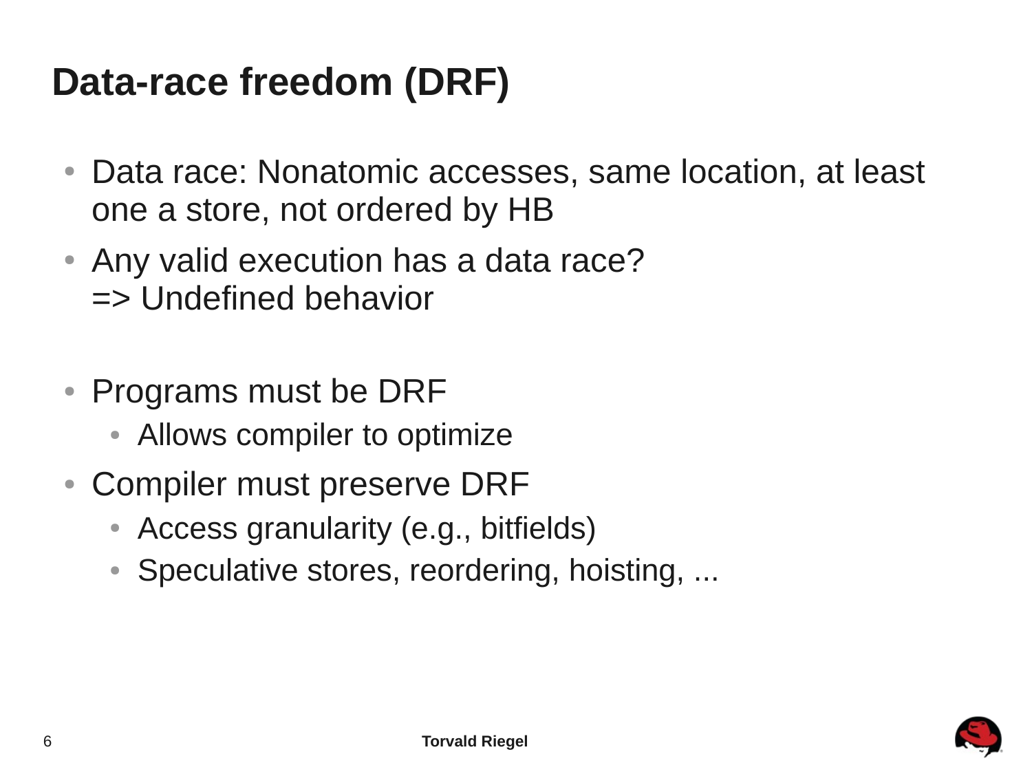# Data-race freedom (DRF)

- Data race: Nonatomic accesses, same location, at least one a store, not ordered by HB
- Any valid execution has a data race?
  => Undefined behavior

- Programs must be DRF
  - Allows compiler to optimize
- Compiler must preserve DRF
  - Access granularity (e.g., bitfields)
  - Speculative stores, reordering, hoisting, ...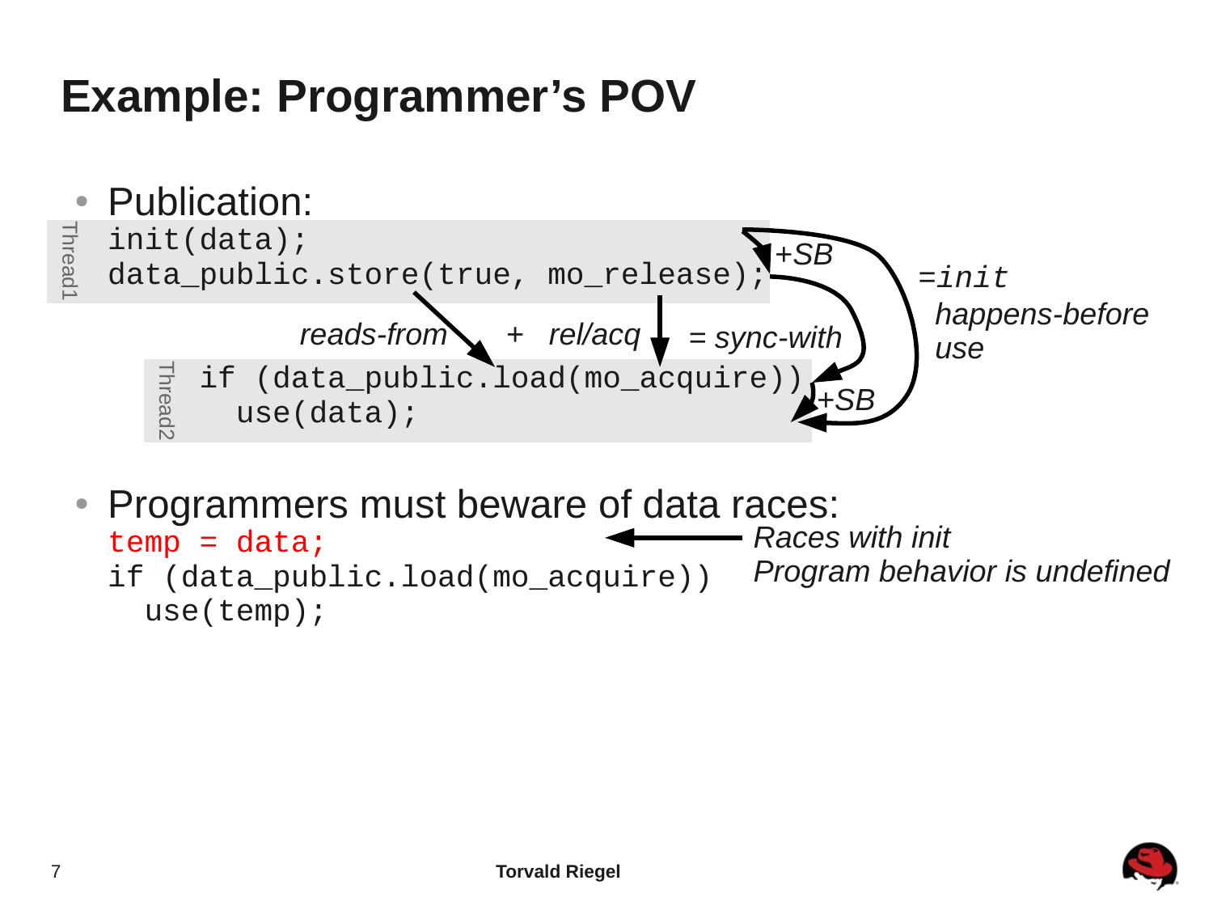# Example: Programmer's POV

- Publication:

Thread1
```
init(data);
data_public.store(true, mo_release);
```

*reads-from* + *rel/acq* = *sync-with*

+SB

Thread2
```
if (data_public.load(mo_acquire))
  use(data);
```

+SB

= `init` *happens-before* *use*

- Programmers must beware of data races:

```
temp = data;
if (data_public.load(mo_acquire))
  use(temp);
```

*Races with init*
*Program behavior is undefined*

Torvald Riegel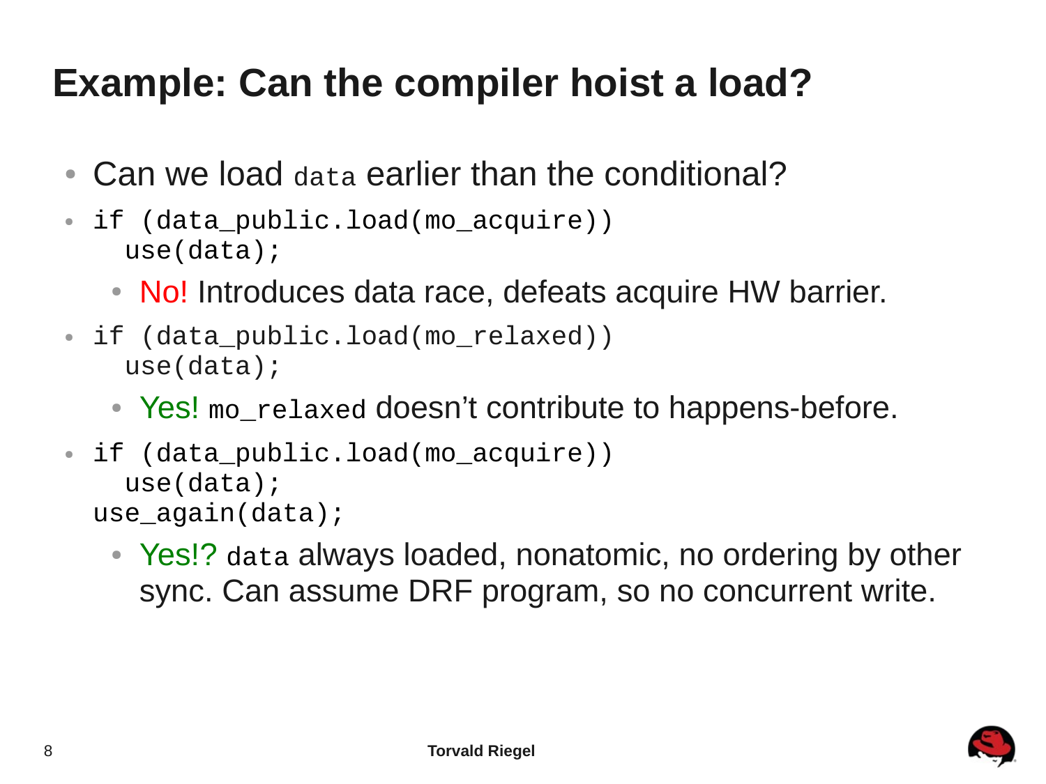# Example: Can the compiler hoist a load?

- Can we load `data` earlier than the conditional?
- ```
  if (data_public.load(mo_acquire))
    use(data);
  ```
  - No! Introduces data race, defeats acquire HW barrier.
- ```
  if (data_public.load(mo_relaxed))
    use(data);
  ```
  - Yes! `mo_relaxed` doesn't contribute to happens-before.
- ```
  if (data_public.load(mo_acquire))
    use(data);
  use_again(data);
  ```
  - Yes!? `data` always loaded, nonatomic, no ordering by other sync. Can assume DRF program, so no concurrent write.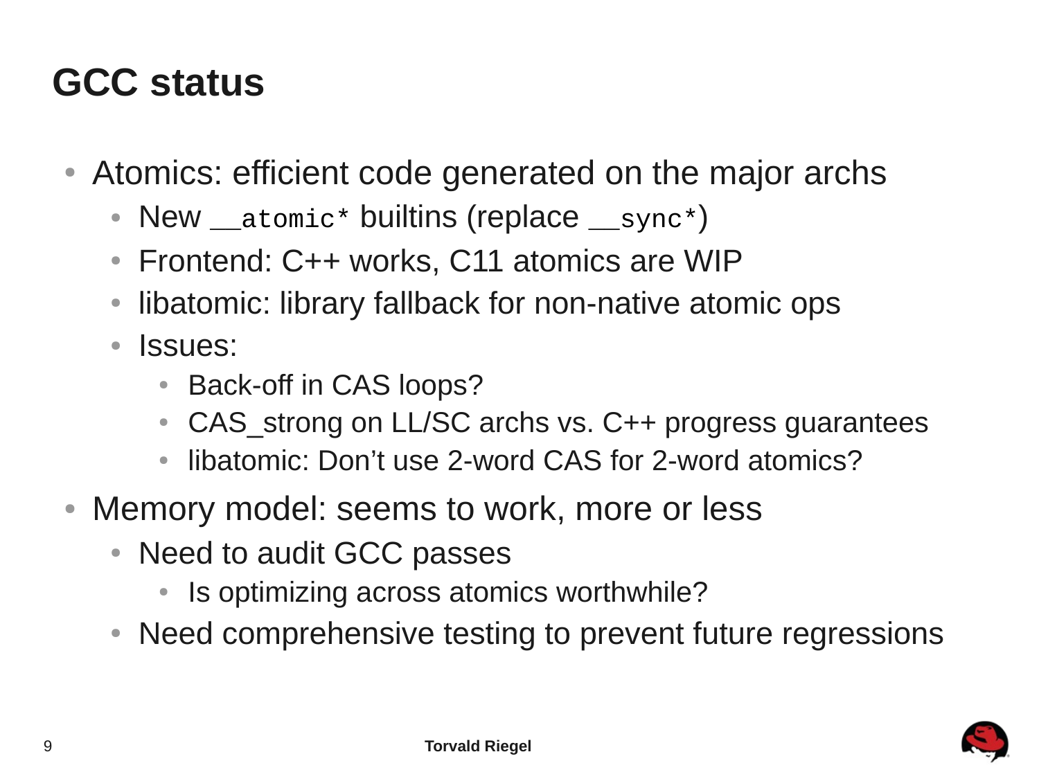# GCC status

- Atomics: efficient code generated on the major archs
  - New `__atomic*` builtins (replace `__sync*`)
  - Frontend: C++ works, C11 atomics are WIP
  - libatomic: library fallback for non-native atomic ops
  - Issues:
    - Back-off in CAS loops?
    - CAS_strong on LL/SC archs vs. C++ progress guarantees
    - libatomic: Don't use 2-word CAS for 2-word atomics?
- Memory model: seems to work, more or less
  - Need to audit GCC passes
    - Is optimizing across atomics worthwhile?
  - Need comprehensive testing to prevent future regressions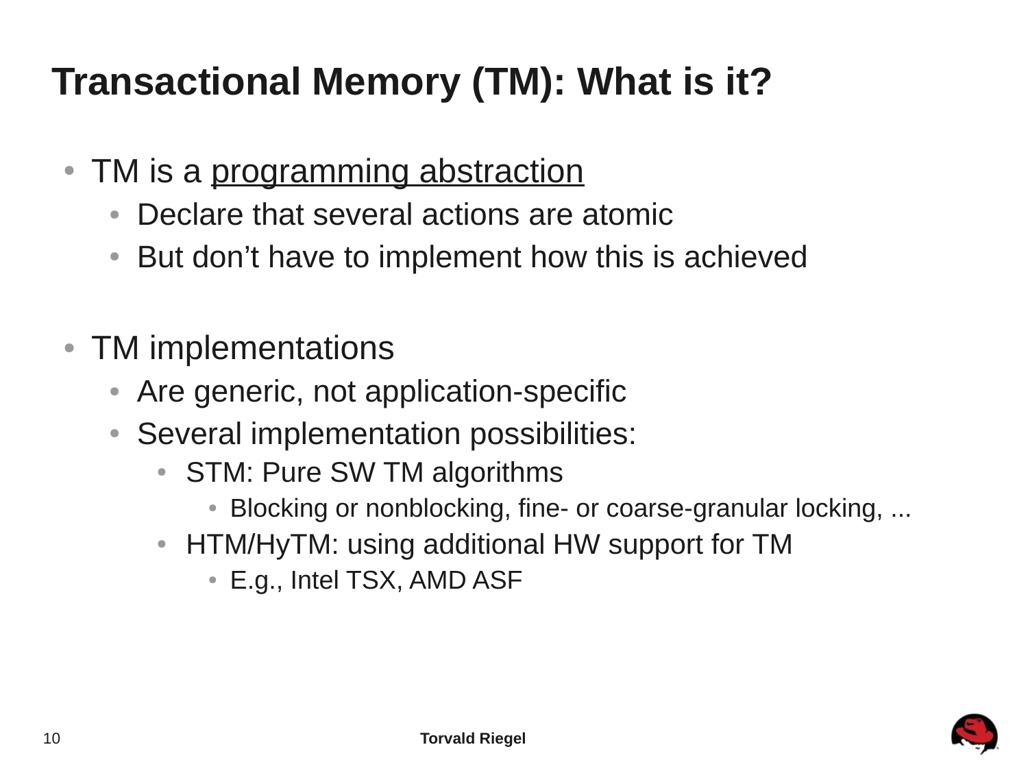# Transactional Memory (TM): What is it?

- TM is a <u>programming abstraction</u>
  - Declare that several actions are atomic
  - But don’t have to implement how this is achieved

- TM implementations
  - Are generic, not application-specific
  - Several implementation possibilities:
    - STM: Pure SW TM algorithms
      - Blocking or nonblocking, fine- or coarse-granular locking, ...
    - HTM/HyTM: using additional HW support for TM
      - E.g., Intel TSX, AMD ASF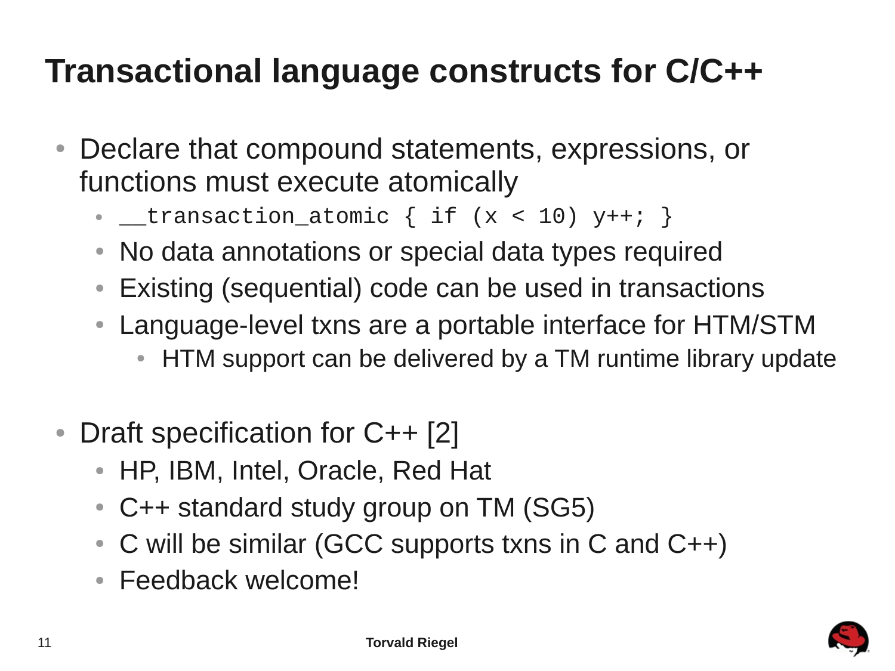# Transactional language constructs for C/C++

- Declare that compound statements, expressions, or functions must execute atomically
  - `__transaction_atomic { if (x < 10) y++; }`
  - No data annotations or special data types required
  - Existing (sequential) code can be used in transactions
  - Language-level txns are a portable interface for HTM/STM
    - HTM support can be delivered by a TM runtime library update
- Draft specification for C++ [2]
  - HP, IBM, Intel, Oracle, Red Hat
  - C++ standard study group on TM (SG5)
  - C will be similar (GCC supports txns in C and C++)
  - Feedback welcome!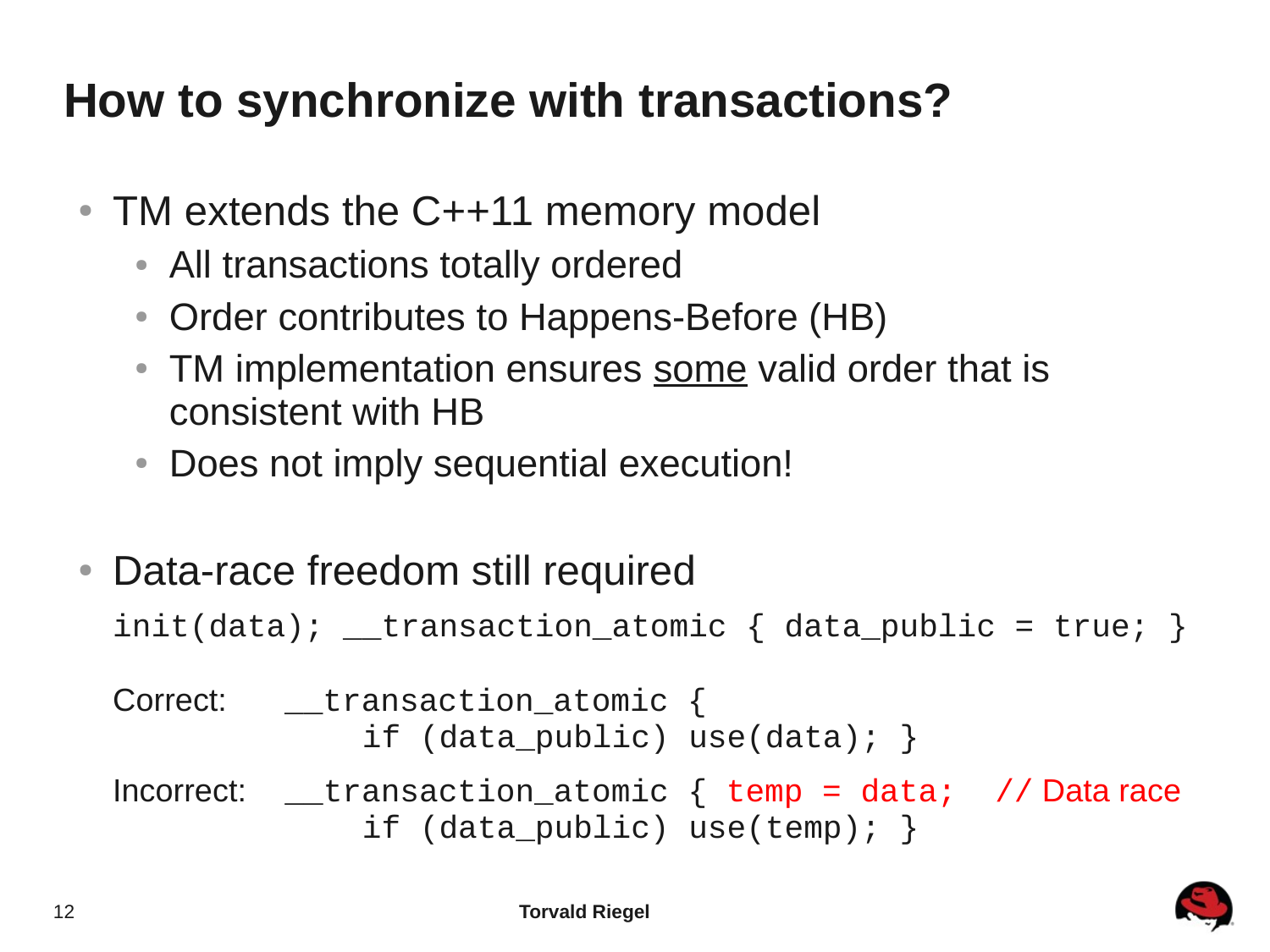# How to synchronize with transactions?

- TM extends the C++11 memory model
  - All transactions totally ordered
  - Order contributes to Happens-Before (HB)
  - TM implementation ensures <u>some</u> valid order that is consistent with HB
  - Does not imply sequential execution!
- Data-race freedom still required

```
init(data); __transaction_atomic { data_public = true; }
```

Correct:

```
__transaction_atomic {
    if (data_public) use(data); }
```

Incorrect:

```
__transaction_atomic { temp = data;  // Data race
    if (data_public) use(temp); }
```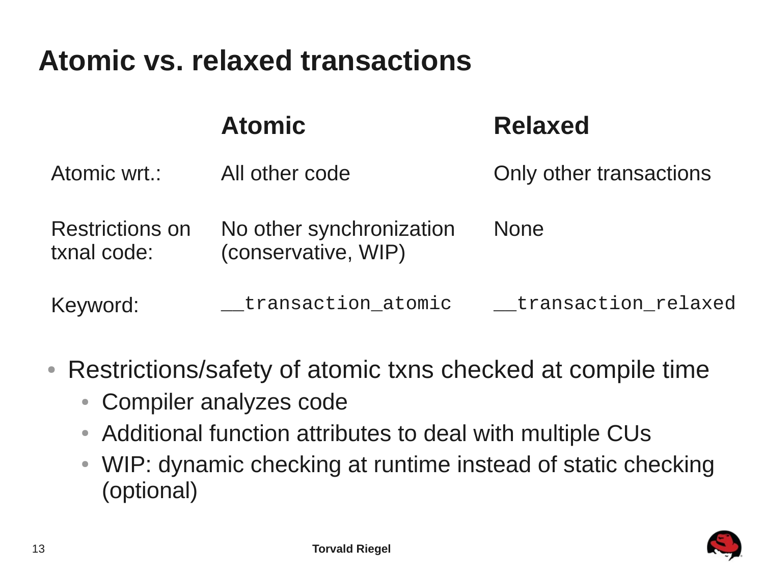# Atomic vs. relaxed transactions

| | Atomic | Relaxed |
|---|---|---|
| Atomic wrt.: | All other code | Only other transactions |
| Restrictions on txnal code: | No other synchronization (conservative, WIP) | None |
| Keyword: | `__transaction_atomic` | `__transaction_relaxed` |

- Restrictions/safety of atomic txns checked at compile time
  - Compiler analyzes code
  - Additional function attributes to deal with multiple CUs
  - WIP: dynamic checking at runtime instead of static checking (optional)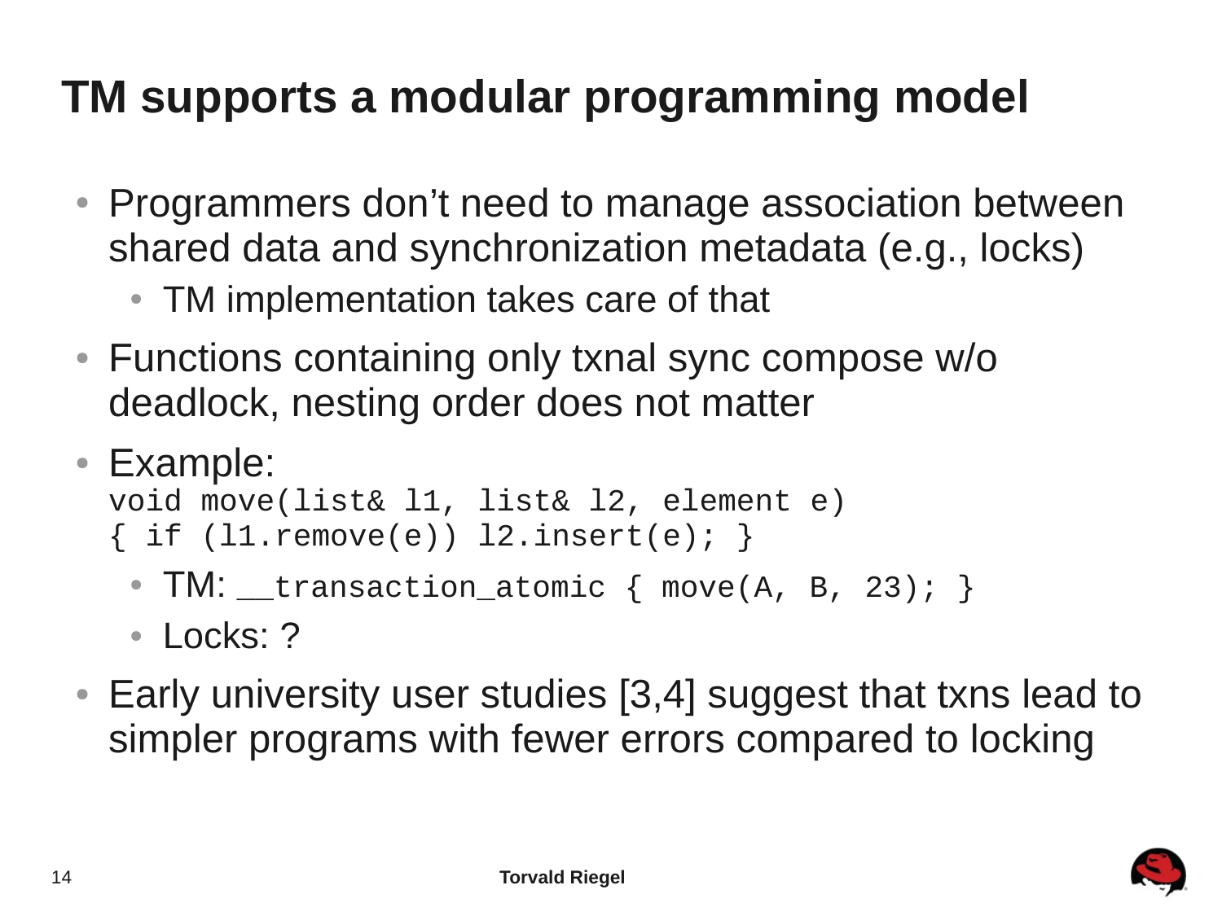# TM supports a modular programming model

- Programmers don't need to manage association between shared data and synchronization metadata (e.g., locks)
  - TM implementation takes care of that
- Functions containing only txnal sync compose w/o deadlock, nesting order does not matter
- Example:

```
void move(list& l1, list& l2, element e)
{ if (l1.remove(e)) l2.insert(e); }
```

  - TM: `__transaction_atomic { move(A, B, 23); }`
  - Locks: ?
- Early university user studies [3,4] suggest that txns lead to simpler programs with fewer errors compared to locking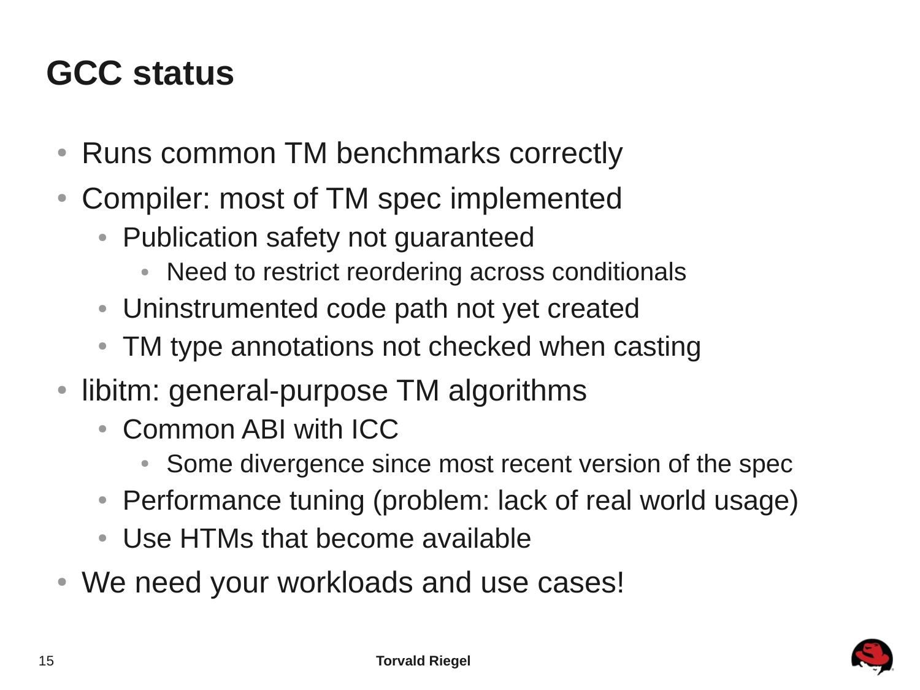# GCC status

- Runs common TM benchmarks correctly
- Compiler: most of TM spec implemented
  - Publication safety not guaranteed
    - Need to restrict reordering across conditionals
  - Uninstrumented code path not yet created
  - TM type annotations not checked when casting
- libitm: general-purpose TM algorithms
  - Common ABI with ICC
    - Some divergence since most recent version of the spec
  - Performance tuning (problem: lack of real world usage)
  - Use HTMs that become available
- We need your workloads and use cases!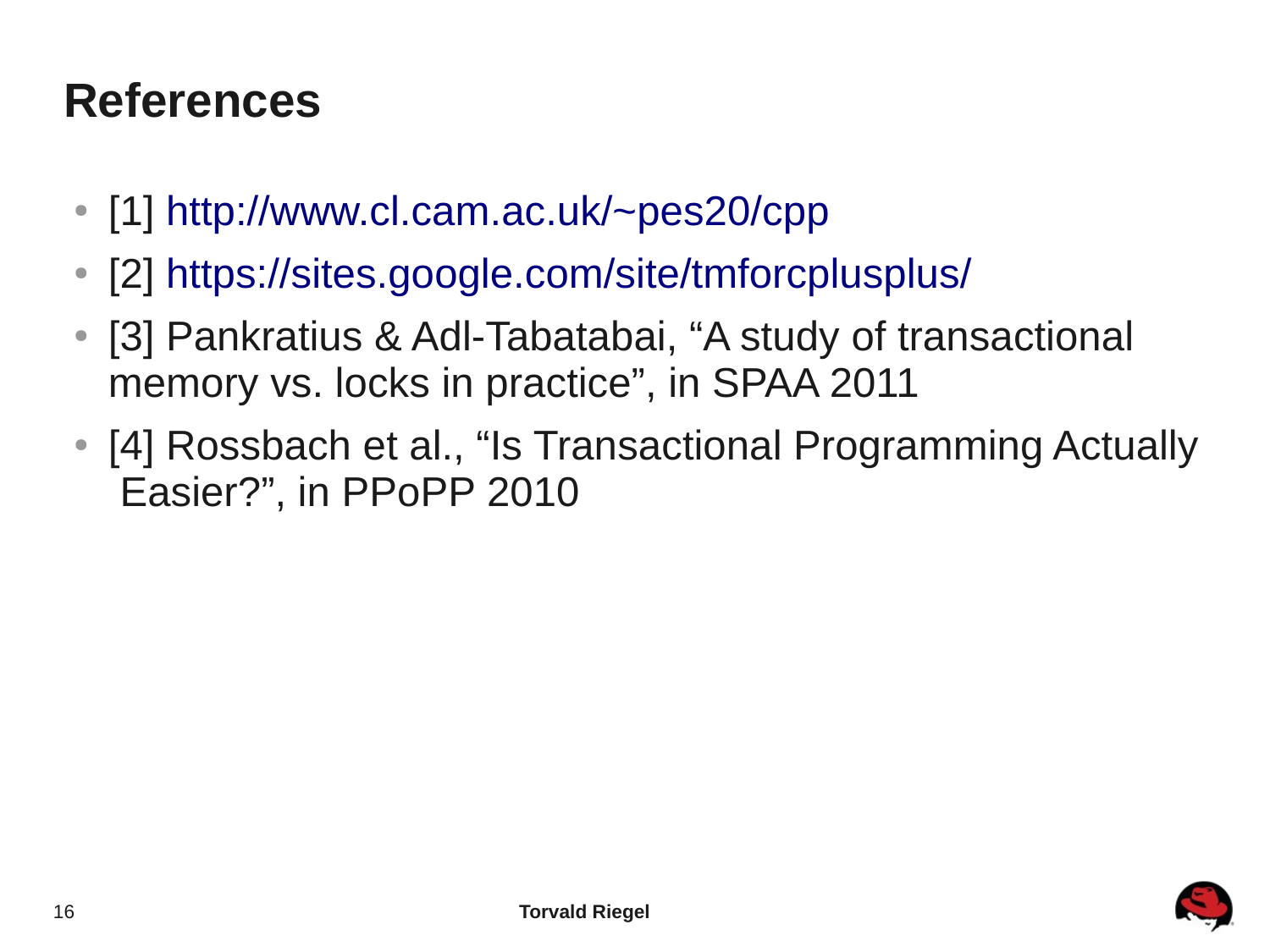# References

- [1] http://www.cl.cam.ac.uk/~pes20/cpp
- [2] https://sites.google.com/site/tmforcplusplus/
- [3] Pankratius & Adl-Tabatabai, “A study of transactional memory vs. locks in practice”, in SPAA 2011
- [4] Rossbach et al., “Is Transactional Programming Actually Easier?”, in PPoPP 2010